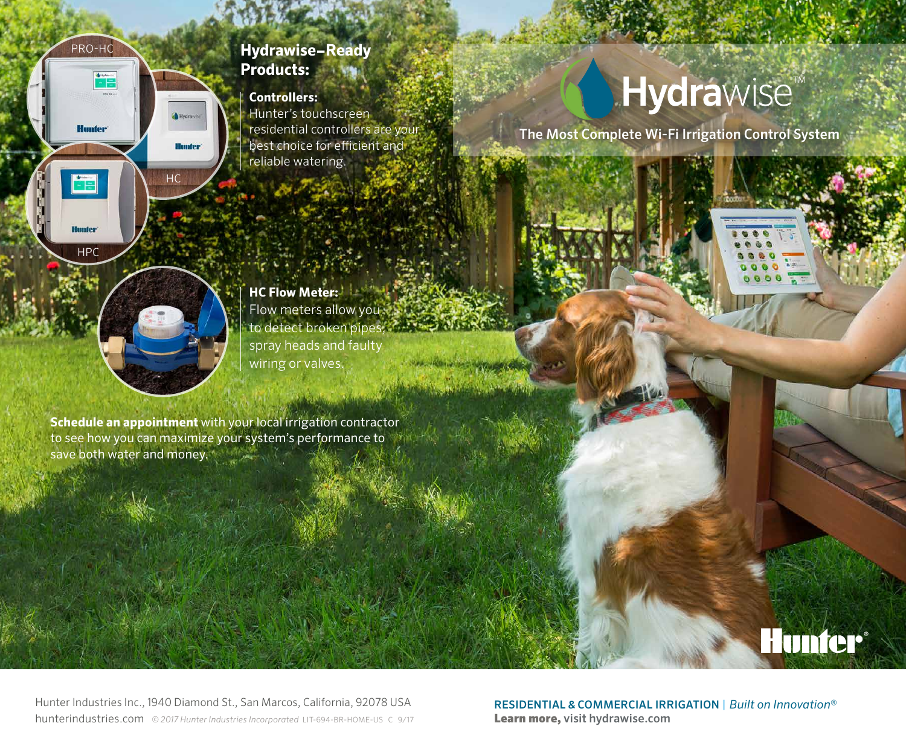# Hydrawise™

## The Most Complete Wi-Fi Irrigation Control System

## Hydrawise–Ready Products:

PRO-HC

HC

HPC

**Controllers:**
Hunter's touchscreen residential controllers are your best choice for efficient and reliable watering.

**HC Flow Meter:**
Flow meters allow you to detect broken pipes, spray heads and faulty wiring or valves.

**Schedule an appointment** with your local irrigation contractor to see how you can maximize your system's performance to save both water and money.

Hunter®

Hunter Industries Inc., 1940 Diamond St., San Marcos, California, 92078 USA
hunterindustries.com *© 2017 Hunter Industries Incorporated* LIT-694-BR-HOME-US C 9/17

RESIDENTIAL & COMMERCIAL IRRIGATION | *Built on Innovation®*
**Learn more,** visit hydrawise.com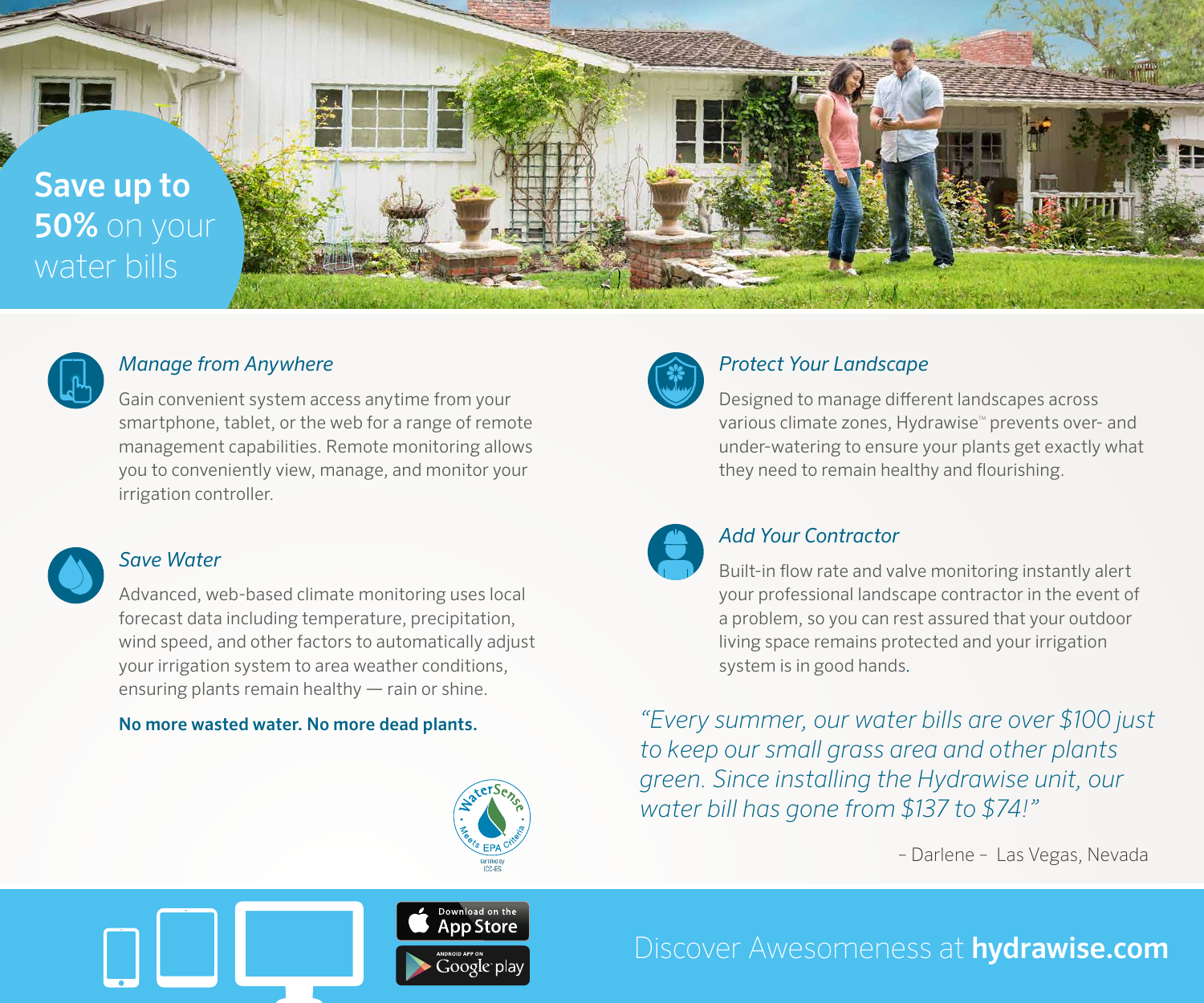**Save up to 50%** on your water bills

### *Manage from Anywhere*

Gain convenient system access anytime from your smartphone, tablet, or the web for a range of remote management capabilities. Remote monitoring allows you to conveniently view, manage, and monitor your irrigation controller.

### *Save Water*

Advanced, web-based climate monitoring uses local forecast data including temperature, precipitation, wind speed, and other factors to automatically adjust your irrigation system to area weather conditions, ensuring plants remain healthy — rain or shine.

**No more wasted water. No more dead plants.**

WaterSense Meets EPA Criteria
Certified by ICC-ES

### *Protect Your Landscape*

Designed to manage different landscapes across various climate zones, Hydrawise™ prevents over- and under-watering to ensure your plants get exactly what they need to remain healthy and flourishing.

### *Add Your Contractor*

Built-in flow rate and valve monitoring instantly alert your professional landscape contractor in the event of a problem, so you can rest assured that your outdoor living space remains protected and your irrigation system is in good hands.

*"Every summer, our water bills are over $100 just to keep our small grass area and other plants green. Since installing the Hydrawise unit, our water bill has gone from $137 to $74!"*

– Darlene – Las Vegas, Nevada

Download on the App Store

Android App on Google play

Discover Awesomeness at **hydrawise.com**